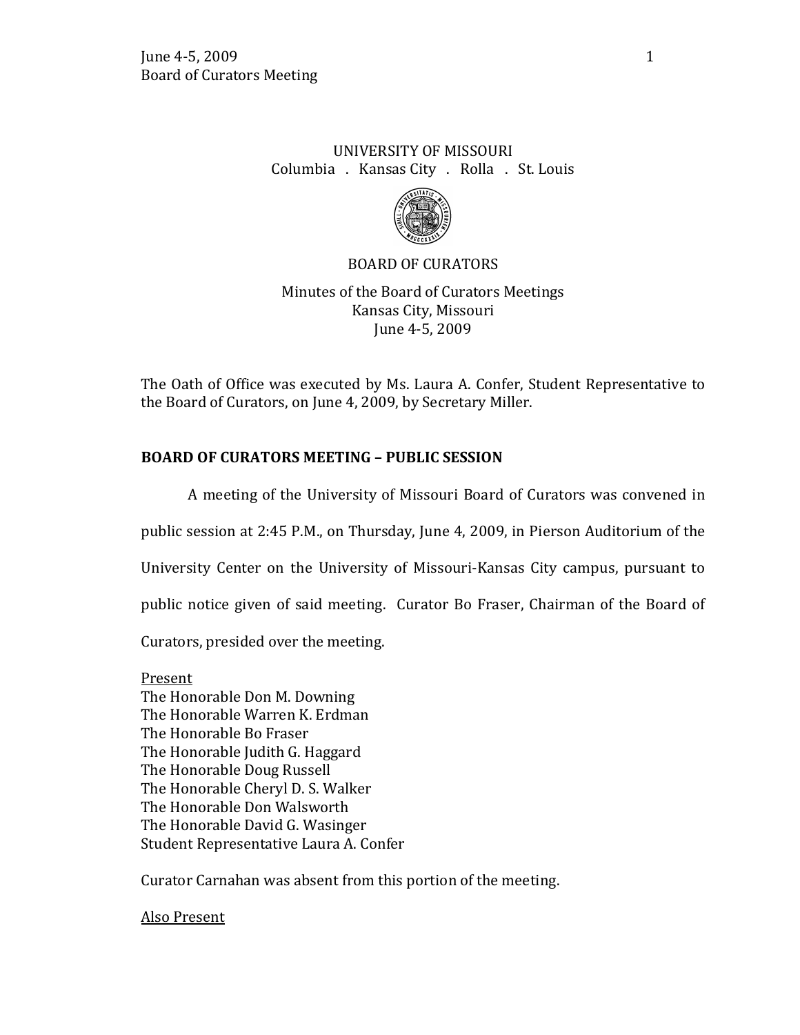UNIVERSITY OF MISSOURI
Columbia . Kansas City . Rolla . St. Louis

BOARD OF CURATORS

Minutes of the Board of Curators Meetings
Kansas City, Missouri
June 4-5, 2009

The Oath of Office was executed by Ms. Laura A. Confer, Student Representative to the Board of Curators, on June 4, 2009, by Secretary Miller.

## BOARD OF CURATORS MEETING – PUBLIC SESSION

A meeting of the University of Missouri Board of Curators was convened in public session at 2:45 P.M., on Thursday, June 4, 2009, in Pierson Auditorium of the University Center on the University of Missouri-Kansas City campus, pursuant to public notice given of said meeting. Curator Bo Fraser, Chairman of the Board of Curators, presided over the meeting.

Present
The Honorable Don M. Downing
The Honorable Warren K. Erdman
The Honorable Bo Fraser
The Honorable Judith G. Haggard
The Honorable Doug Russell
The Honorable Cheryl D. S. Walker
The Honorable Don Walsworth
The Honorable David G. Wasinger
Student Representative Laura A. Confer

Curator Carnahan was absent from this portion of the meeting.

Also Present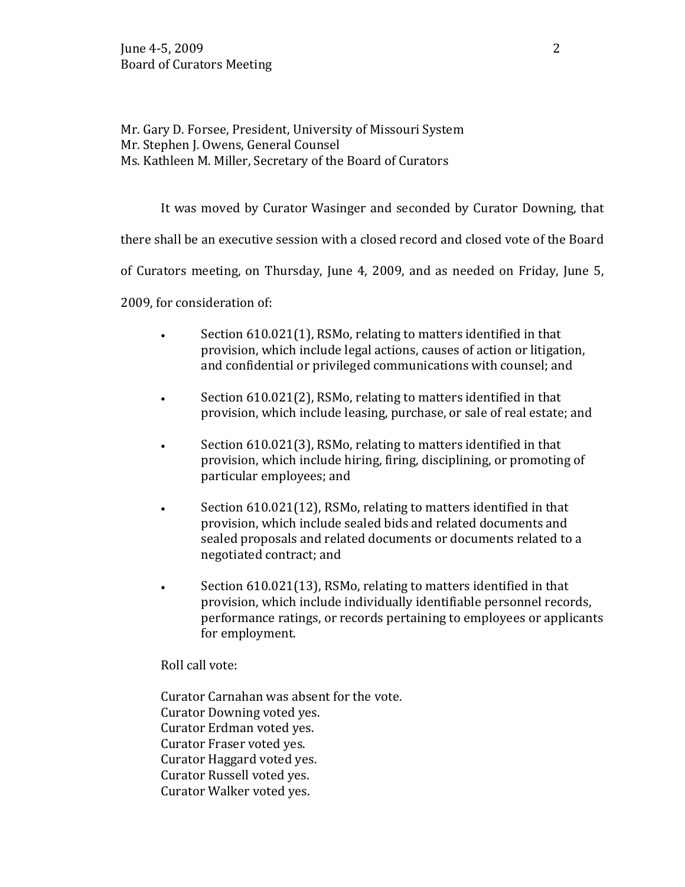Mr. Gary D. Forsee, President, University of Missouri System
Mr. Stephen J. Owens, General Counsel
Ms. Kathleen M. Miller, Secretary of the Board of Curators

It was moved by Curator Wasinger and seconded by Curator Downing, that there shall be an executive session with a closed record and closed vote of the Board of Curators meeting, on Thursday, June 4, 2009, and as needed on Friday, June 5, 2009, for consideration of:

- Section 610.021(1), RSMo, relating to matters identified in that provision, which include legal actions, causes of action or litigation, and confidential or privileged communications with counsel; and

- Section 610.021(2), RSMo, relating to matters identified in that provision, which include leasing, purchase, or sale of real estate; and

- Section 610.021(3), RSMo, relating to matters identified in that provision, which include hiring, firing, disciplining, or promoting of particular employees; and

- Section 610.021(12), RSMo, relating to matters identified in that provision, which include sealed bids and related documents and sealed proposals and related documents or documents related to a negotiated contract; and

- Section 610.021(13), RSMo, relating to matters identified in that provision, which include individually identifiable personnel records, performance ratings, or records pertaining to employees or applicants for employment.

Roll call vote:

Curator Carnahan was absent for the vote.
Curator Downing voted yes.
Curator Erdman voted yes.
Curator Fraser voted yes.
Curator Haggard voted yes.
Curator Russell voted yes.
Curator Walker voted yes.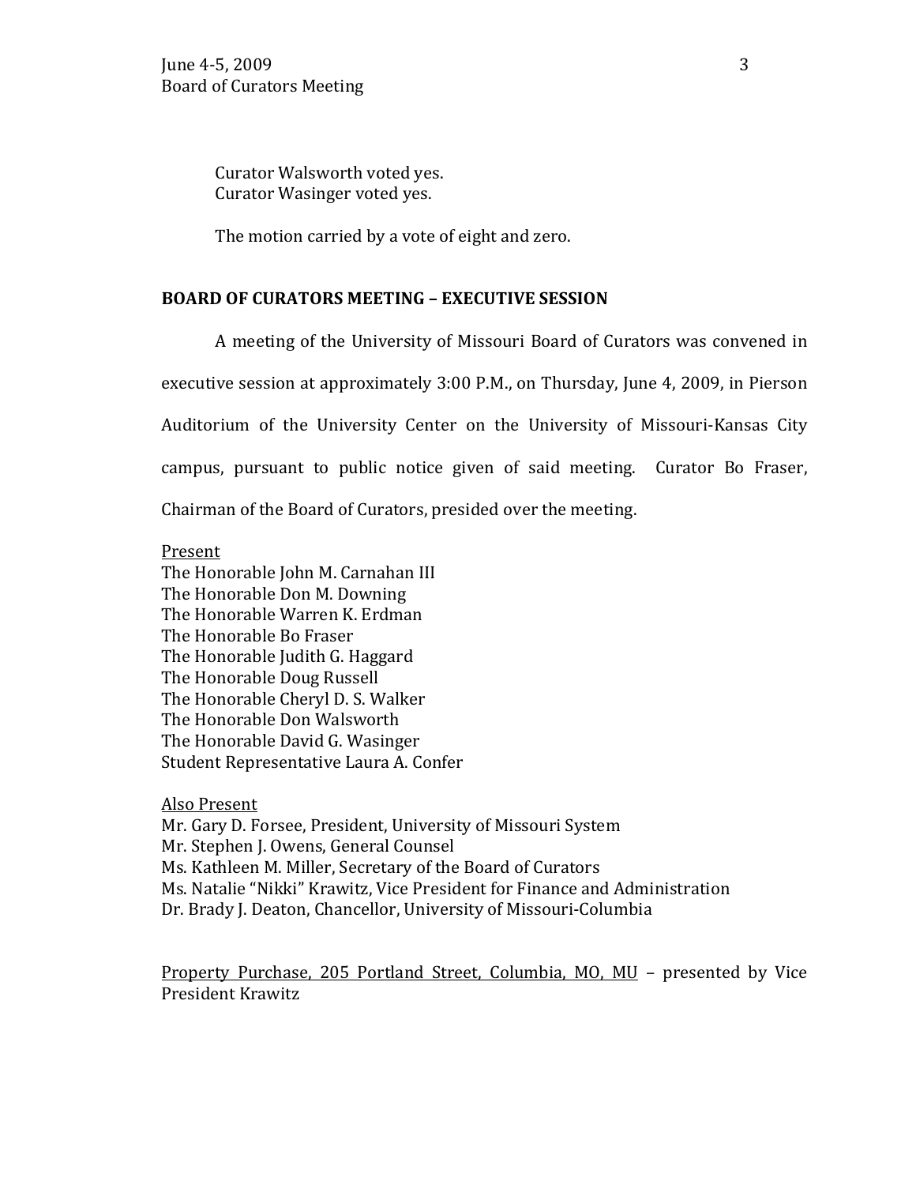Curator Walsworth voted yes.
Curator Wasinger voted yes.

The motion carried by a vote of eight and zero.

**BOARD OF CURATORS MEETING – EXECUTIVE SESSION**

A meeting of the University of Missouri Board of Curators was convened in executive session at approximately 3:00 P.M., on Thursday, June 4, 2009, in Pierson Auditorium of the University Center on the University of Missouri-Kansas City campus, pursuant to public notice given of said meeting. Curator Bo Fraser, Chairman of the Board of Curators, presided over the meeting.

<u>Present</u>
The Honorable John M. Carnahan III
The Honorable Don M. Downing
The Honorable Warren K. Erdman
The Honorable Bo Fraser
The Honorable Judith G. Haggard
The Honorable Doug Russell
The Honorable Cheryl D. S. Walker
The Honorable Don Walsworth
The Honorable David G. Wasinger
Student Representative Laura A. Confer

<u>Also Present</u>
Mr. Gary D. Forsee, President, University of Missouri System
Mr. Stephen J. Owens, General Counsel
Ms. Kathleen M. Miller, Secretary of the Board of Curators
Ms. Natalie "Nikki" Krawitz, Vice President for Finance and Administration
Dr. Brady J. Deaton, Chancellor, University of Missouri-Columbia

<u>Property Purchase, 205 Portland Street, Columbia, MO, MU</u> – presented by Vice President Krawitz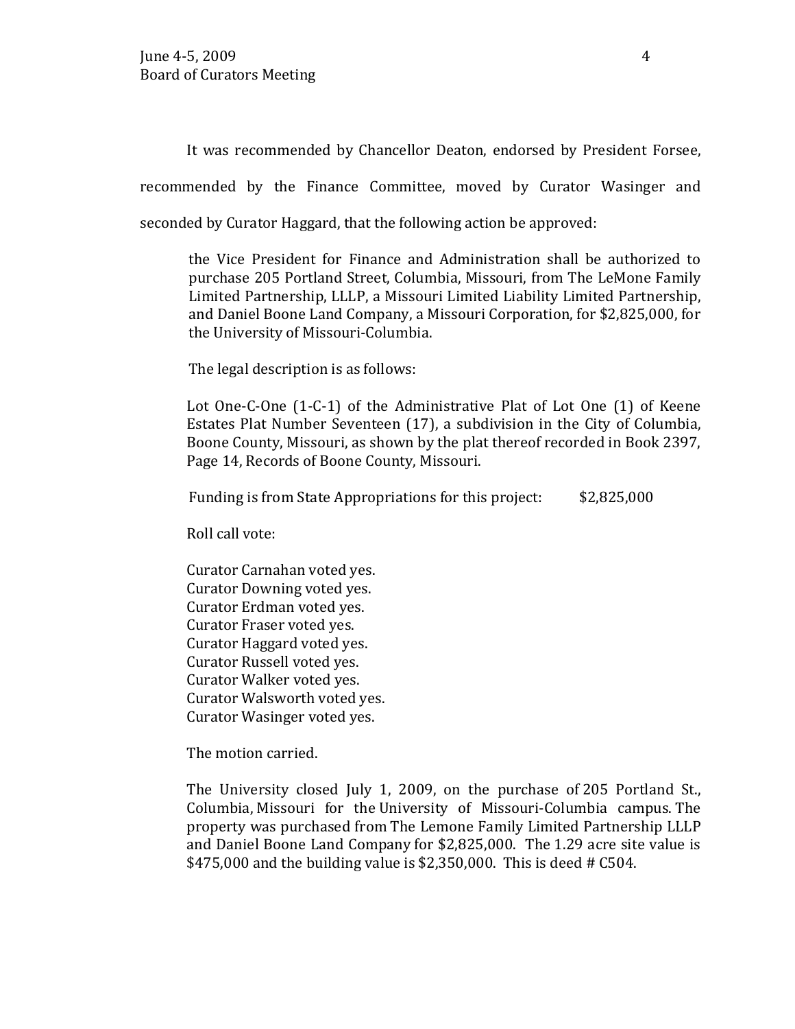It was recommended by Chancellor Deaton, endorsed by President Forsee, recommended by the Finance Committee, moved by Curator Wasinger and seconded by Curator Haggard, that the following action be approved:

> the Vice President for Finance and Administration shall be authorized to purchase 205 Portland Street, Columbia, Missouri, from The LeMone Family Limited Partnership, LLLP, a Missouri Limited Liability Limited Partnership, and Daniel Boone Land Company, a Missouri Corporation, for $2,825,000, for the University of Missouri-Columbia.
>
> The legal description is as follows:
>
> Lot One-C-One (1-C-1) of the Administrative Plat of Lot One (1) of Keene Estates Plat Number Seventeen (17), a subdivision in the City of Columbia, Boone County, Missouri, as shown by the plat thereof recorded in Book 2397, Page 14, Records of Boone County, Missouri.
>
> Funding is from State Appropriations for this project: $2,825,000

Roll call vote:

Curator Carnahan voted yes.
Curator Downing voted yes.
Curator Erdman voted yes.
Curator Fraser voted yes.
Curator Haggard voted yes.
Curator Russell voted yes.
Curator Walker voted yes.
Curator Walsworth voted yes.
Curator Wasinger voted yes.

The motion carried.

The University closed July 1, 2009, on the purchase of 205 Portland St., Columbia, Missouri for the University of Missouri-Columbia campus. The property was purchased from The Lemone Family Limited Partnership LLLP and Daniel Boone Land Company for $2,825,000. The 1.29 acre site value is $475,000 and the building value is $2,350,000. This is deed # C504.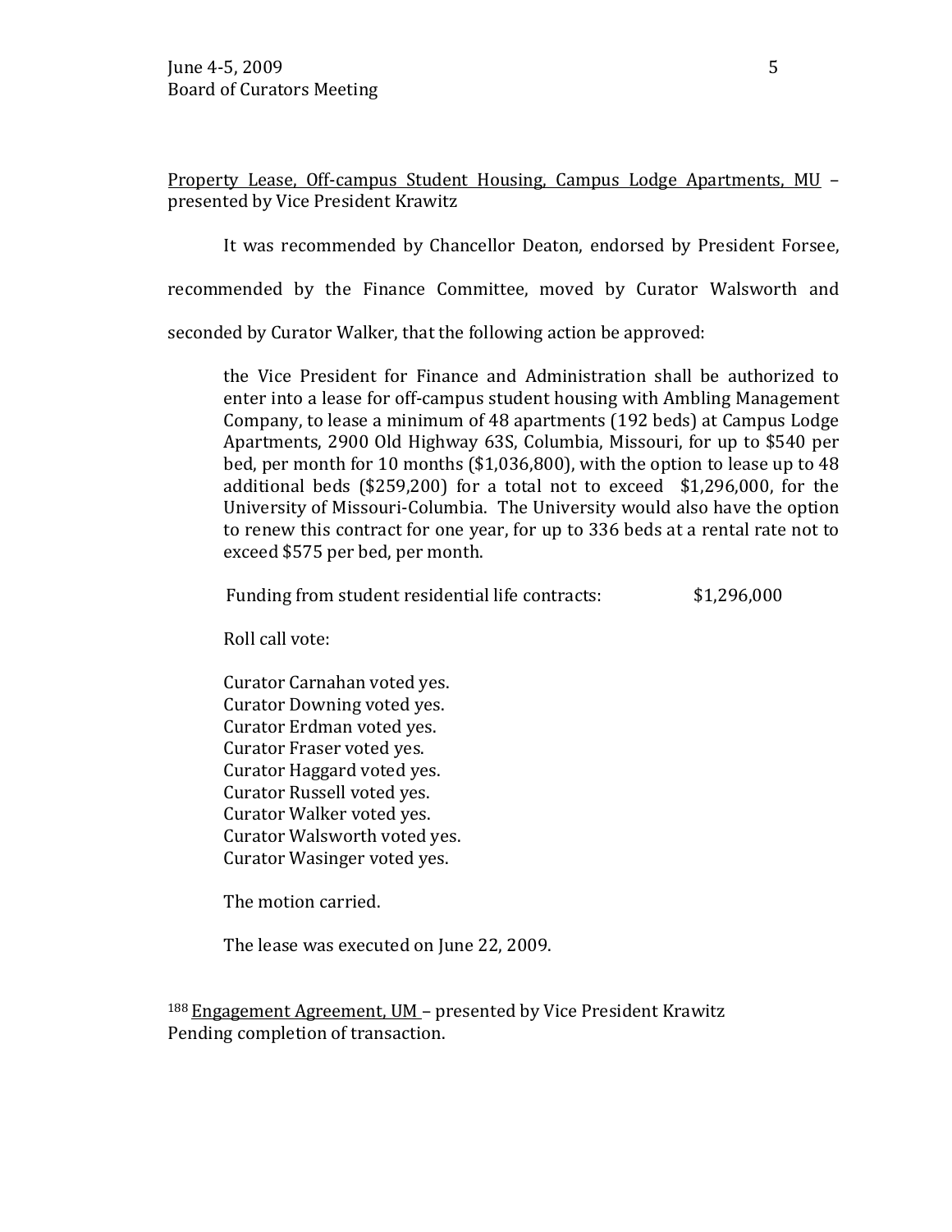<u>Property Lease, Off-campus Student Housing, Campus Lodge Apartments, MU</u> – presented by Vice President Krawitz

It was recommended by Chancellor Deaton, endorsed by President Forsee, recommended by the Finance Committee, moved by Curator Walsworth and seconded by Curator Walker, that the following action be approved:

> the Vice President for Finance and Administration shall be authorized to enter into a lease for off-campus student housing with Ambling Management Company, to lease a minimum of 48 apartments (192 beds) at Campus Lodge Apartments, 2900 Old Highway 63S, Columbia, Missouri, for up to $540 per bed, per month for 10 months ($1,036,800), with the option to lease up to 48 additional beds ($259,200) for a total not to exceed $1,296,000, for the University of Missouri-Columbia. The University would also have the option to renew this contract for one year, for up to 336 beds at a rental rate not to exceed $575 per bed, per month.
>
> Funding from student residential life contracts: $1,296,000
>
> Roll call vote:
>
> Curator Carnahan voted yes.
> Curator Downing voted yes.
> Curator Erdman voted yes.
> Curator Fraser voted yes.
> Curator Haggard voted yes.
> Curator Russell voted yes.
> Curator Walker voted yes.
> Curator Walsworth voted yes.
> Curator Wasinger voted yes.
>
> The motion carried.
>
> The lease was executed on June 22, 2009.

188 <u>Engagement Agreement, UM</u> – presented by Vice President Krawitz
Pending completion of transaction.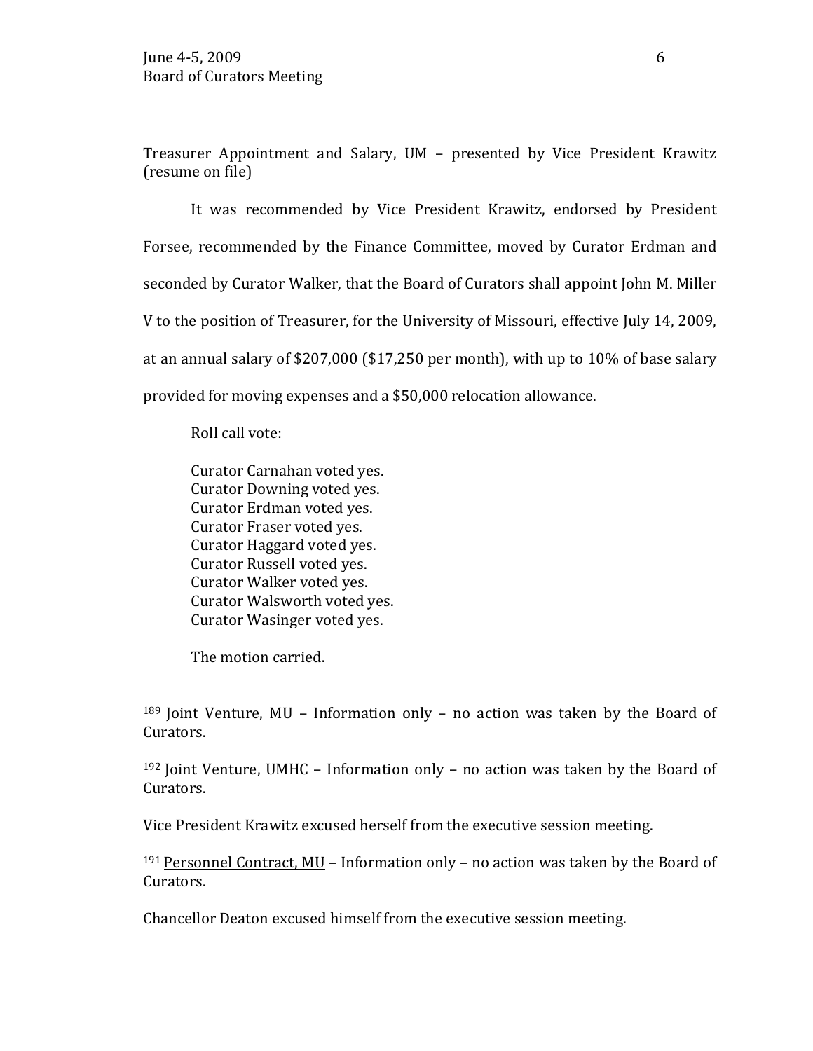Treasurer Appointment and Salary, UM – presented by Vice President Krawitz (resume on file)

It was recommended by Vice President Krawitz, endorsed by President Forsee, recommended by the Finance Committee, moved by Curator Erdman and seconded by Curator Walker, that the Board of Curators shall appoint John M. Miller V to the position of Treasurer, for the University of Missouri, effective July 14, 2009, at an annual salary of $207,000 ($17,250 per month), with up to 10% of base salary provided for moving expenses and a $50,000 relocation allowance.

Roll call vote:

Curator Carnahan voted yes.
Curator Downing voted yes.
Curator Erdman voted yes.
Curator Fraser voted yes.
Curator Haggard voted yes.
Curator Russell voted yes.
Curator Walker voted yes.
Curator Walsworth voted yes.
Curator Wasinger voted yes.

The motion carried.

[189] Joint Venture, MU – Information only – no action was taken by the Board of Curators.

[192] Joint Venture, UMHC – Information only – no action was taken by the Board of Curators.

Vice President Krawitz excused herself from the executive session meeting.

[191] Personnel Contract, MU – Information only – no action was taken by the Board of Curators.

Chancellor Deaton excused himself from the executive session meeting.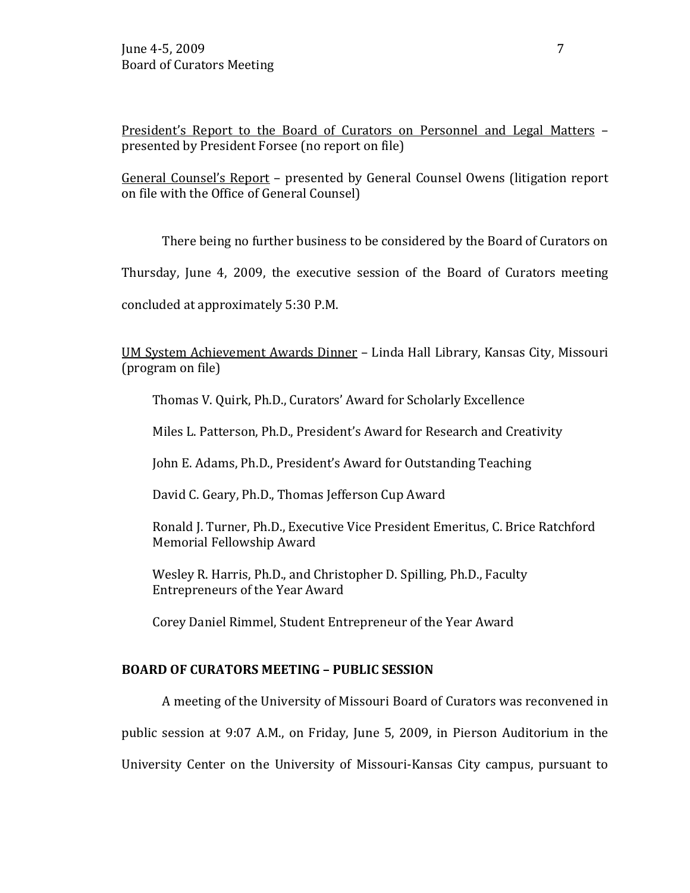President's Report to the Board of Curators on Personnel and Legal Matters – presented by President Forsee (no report on file)

General Counsel's Report – presented by General Counsel Owens (litigation report on file with the Office of General Counsel)

There being no further business to be considered by the Board of Curators on Thursday, June 4, 2009, the executive session of the Board of Curators meeting concluded at approximately 5:30 P.M.

UM System Achievement Awards Dinner – Linda Hall Library, Kansas City, Missouri (program on file)

Thomas V. Quirk, Ph.D., Curators' Award for Scholarly Excellence

Miles L. Patterson, Ph.D., President's Award for Research and Creativity

John E. Adams, Ph.D., President's Award for Outstanding Teaching

David C. Geary, Ph.D., Thomas Jefferson Cup Award

Ronald J. Turner, Ph.D., Executive Vice President Emeritus, C. Brice Ratchford Memorial Fellowship Award

Wesley R. Harris, Ph.D., and Christopher D. Spilling, Ph.D., Faculty Entrepreneurs of the Year Award

Corey Daniel Rimmel, Student Entrepreneur of the Year Award

**BOARD OF CURATORS MEETING – PUBLIC SESSION**

A meeting of the University of Missouri Board of Curators was reconvened in public session at 9:07 A.M., on Friday, June 5, 2009, in Pierson Auditorium in the University Center on the University of Missouri-Kansas City campus, pursuant to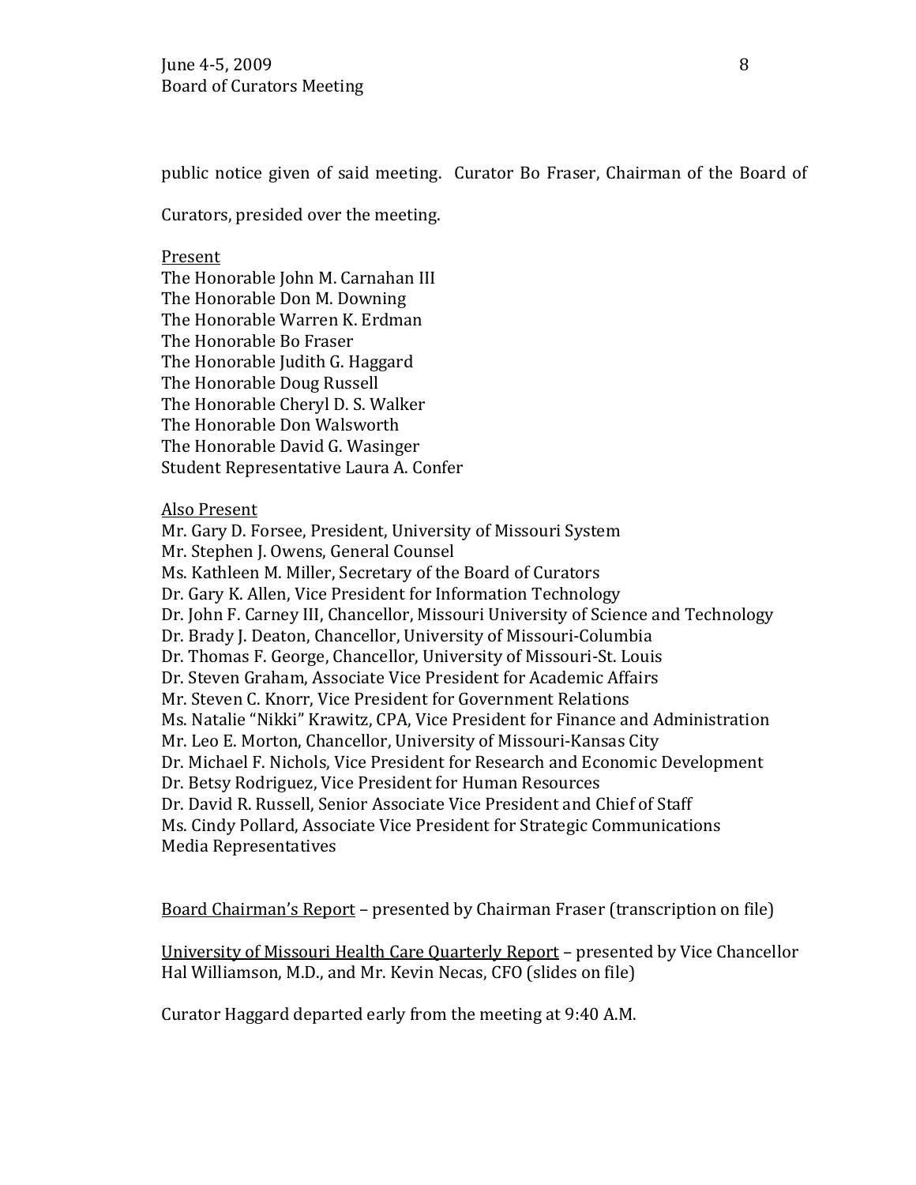public notice given of said meeting. Curator Bo Fraser, Chairman of the Board of Curators, presided over the meeting.

<u>Present</u>

The Honorable John M. Carnahan III
The Honorable Don M. Downing
The Honorable Warren K. Erdman
The Honorable Bo Fraser
The Honorable Judith G. Haggard
The Honorable Doug Russell
The Honorable Cheryl D. S. Walker
The Honorable Don Walsworth
The Honorable David G. Wasinger
Student Representative Laura A. Confer

<u>Also Present</u>

Mr. Gary D. Forsee, President, University of Missouri System
Mr. Stephen J. Owens, General Counsel
Ms. Kathleen M. Miller, Secretary of the Board of Curators
Dr. Gary K. Allen, Vice President for Information Technology
Dr. John F. Carney III, Chancellor, Missouri University of Science and Technology
Dr. Brady J. Deaton, Chancellor, University of Missouri-Columbia
Dr. Thomas F. George, Chancellor, University of Missouri-St. Louis
Dr. Steven Graham, Associate Vice President for Academic Affairs
Mr. Steven C. Knorr, Vice President for Government Relations
Ms. Natalie "Nikki" Krawitz, CPA, Vice President for Finance and Administration
Mr. Leo E. Morton, Chancellor, University of Missouri-Kansas City
Dr. Michael F. Nichols, Vice President for Research and Economic Development
Dr. Betsy Rodriguez, Vice President for Human Resources
Dr. David R. Russell, Senior Associate Vice President and Chief of Staff
Ms. Cindy Pollard, Associate Vice President for Strategic Communications
Media Representatives

<u>Board Chairman's Report</u> – presented by Chairman Fraser (transcription on file)

<u>University of Missouri Health Care Quarterly Report</u> – presented by Vice Chancellor Hal Williamson, M.D., and Mr. Kevin Necas, CFO (slides on file)

Curator Haggard departed early from the meeting at 9:40 A.M.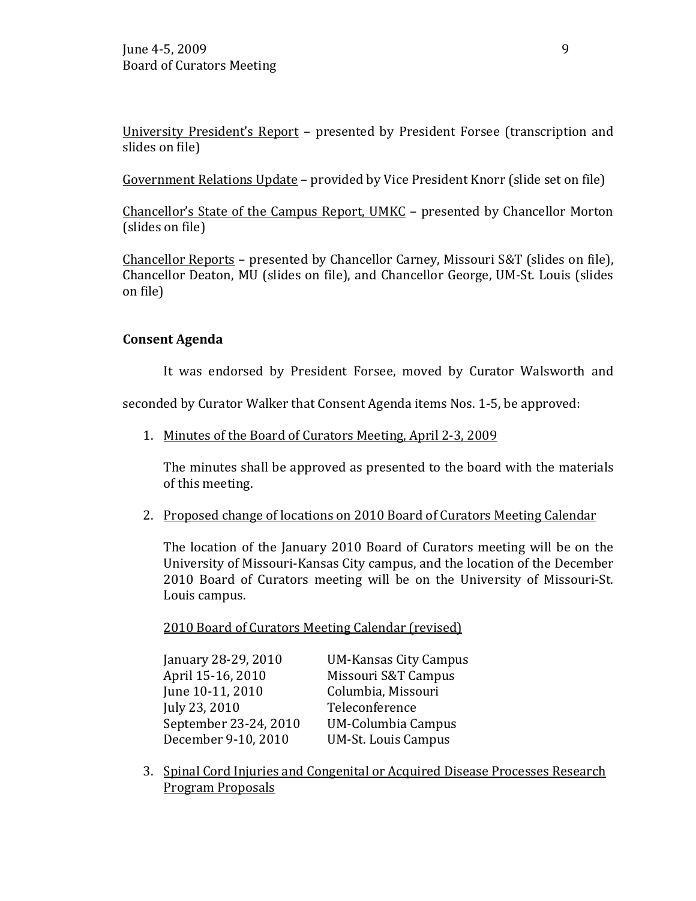University President's Report – presented by President Forsee (transcription and slides on file)

Government Relations Update – provided by Vice President Knorr (slide set on file)

Chancellor's State of the Campus Report, UMKC – presented by Chancellor Morton (slides on file)

Chancellor Reports – presented by Chancellor Carney, Missouri S&T (slides on file), Chancellor Deaton, MU (slides on file), and Chancellor George, UM-St. Louis (slides on file)

**Consent Agenda**

It was endorsed by President Forsee, moved by Curator Walsworth and seconded by Curator Walker that Consent Agenda items Nos. 1-5, be approved:

1. Minutes of the Board of Curators Meeting, April 2-3, 2009

   The minutes shall be approved as presented to the board with the materials of this meeting.

2. Proposed change of locations on 2010 Board of Curators Meeting Calendar

   The location of the January 2010 Board of Curators meeting will be on the University of Missouri-Kansas City campus, and the location of the December 2010 Board of Curators meeting will be on the University of Missouri-St. Louis campus.

   2010 Board of Curators Meeting Calendar (revised)

   | | |
   |---|---|
   | January 28-29, 2010 | UM-Kansas City Campus |
   | April 15-16, 2010 | Missouri S&T Campus |
   | June 10-11, 2010 | Columbia, Missouri |
   | July 23, 2010 | Teleconference |
   | September 23-24, 2010 | UM-Columbia Campus |
   | December 9-10, 2010 | UM-St. Louis Campus |

3. Spinal Cord Injuries and Congenital or Acquired Disease Processes Research Program Proposals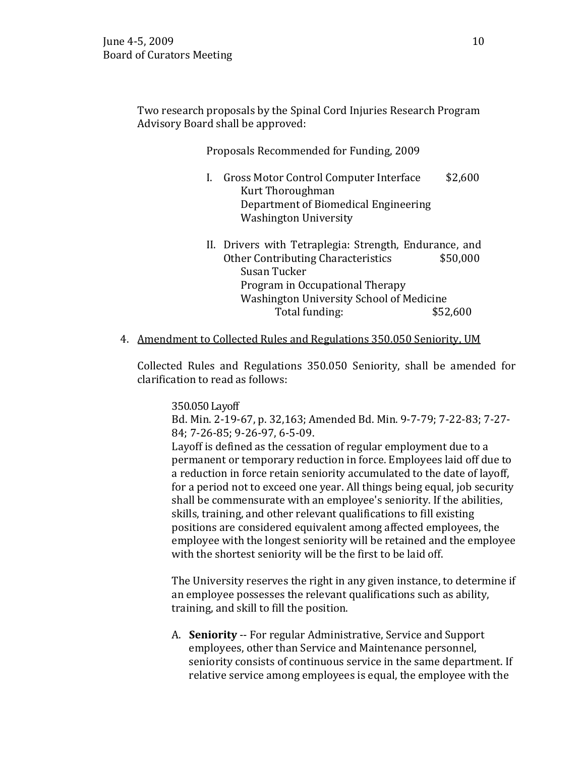Two research proposals by the Spinal Cord Injuries Research Program Advisory Board shall be approved:

Proposals Recommended for Funding, 2009

I. Gross Motor Control Computer Interface $2,600
   Kurt Thoroughman
   Department of Biomedical Engineering
   Washington University

II. Drivers with Tetraplegia: Strength, Endurance, and Other Contributing Characteristics $50,000
   Susan Tucker
   Program in Occupational Therapy
   Washington University School of Medicine

Total funding: $52,600

4. <u>Amendment to Collected Rules and Regulations 350.050 Seniority, UM</u>

   Collected Rules and Regulations 350.050 Seniority, shall be amended for clarification to read as follows:

   350.050 Layoff
   Bd. Min. 2-19-67, p. 32,163; Amended Bd. Min. 9-7-79; 7-22-83; 7-27-84; 7-26-85; 9-26-97, 6-5-09.
   Layoff is defined as the cessation of regular employment due to a permanent or temporary reduction in force. Employees laid off due to a reduction in force retain seniority accumulated to the date of layoff, for a period not to exceed one year. All things being equal, job security shall be commensurate with an employee's seniority. If the abilities, skills, training, and other relevant qualifications to fill existing positions are considered equivalent among affected employees, the employee with the longest seniority will be retained and the employee with the shortest seniority will be the first to be laid off.

   The University reserves the right in any given instance, to determine if an employee possesses the relevant qualifications such as ability, training, and skill to fill the position.

   A. **Seniority** -- For regular Administrative, Service and Support employees, other than Service and Maintenance personnel, seniority consists of continuous service in the same department. If relative service among employees is equal, the employee with the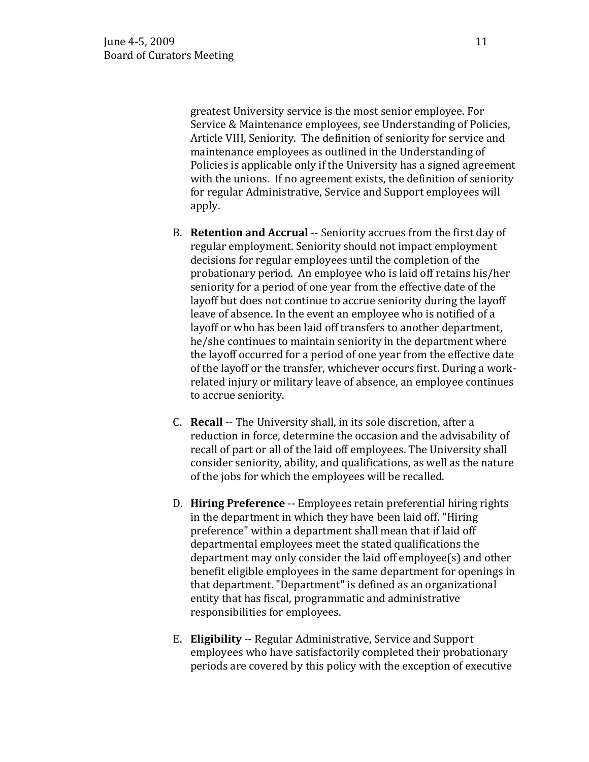greatest University service is the most senior employee. For Service & Maintenance employees, see Understanding of Policies, Article VIII, Seniority. The definition of seniority for service and maintenance employees as outlined in the Understanding of Policies is applicable only if the University has a signed agreement with the unions. If no agreement exists, the definition of seniority for regular Administrative, Service and Support employees will apply.

B. **Retention and Accrual** -- Seniority accrues from the first day of regular employment. Seniority should not impact employment decisions for regular employees until the completion of the probationary period. An employee who is laid off retains his/her seniority for a period of one year from the effective date of the layoff but does not continue to accrue seniority during the layoff leave of absence. In the event an employee who is notified of a layoff or who has been laid off transfers to another department, he/she continues to maintain seniority in the department where the layoff occurred for a period of one year from the effective date of the layoff or the transfer, whichever occurs first. During a work-related injury or military leave of absence, an employee continues to accrue seniority.

C. **Recall** -- The University shall, in its sole discretion, after a reduction in force, determine the occasion and the advisability of recall of part or all of the laid off employees. The University shall consider seniority, ability, and qualifications, as well as the nature of the jobs for which the employees will be recalled.

D. **Hiring Preference** -- Employees retain preferential hiring rights in the department in which they have been laid off. "Hiring preference" within a department shall mean that if laid off departmental employees meet the stated qualifications the department may only consider the laid off employee(s) and other benefit eligible employees in the same department for openings in that department. "Department" is defined as an organizational entity that has fiscal, programmatic and administrative responsibilities for employees.

E. **Eligibility** -- Regular Administrative, Service and Support employees who have satisfactorily completed their probationary periods are covered by this policy with the exception of executive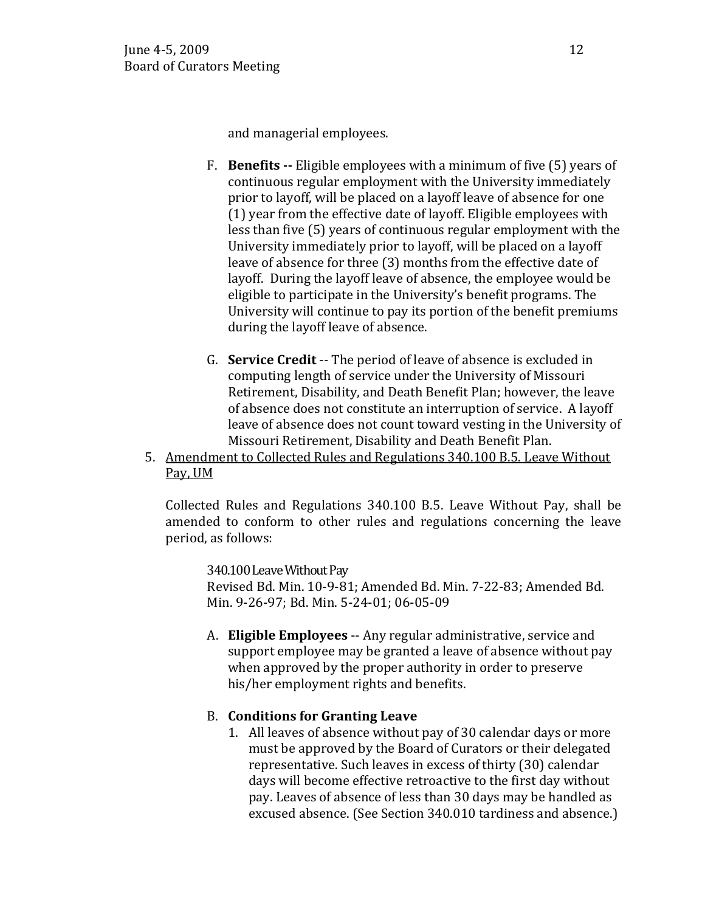and managerial employees.

F. **Benefits --** Eligible employees with a minimum of five (5) years of continuous regular employment with the University immediately prior to layoff, will be placed on a layoff leave of absence for one (1) year from the effective date of layoff. Eligible employees with less than five (5) years of continuous regular employment with the University immediately prior to layoff, will be placed on a layoff leave of absence for three (3) months from the effective date of layoff. During the layoff leave of absence, the employee would be eligible to participate in the University's benefit programs. The University will continue to pay its portion of the benefit premiums during the layoff leave of absence.

G. **Service Credit** -- The period of leave of absence is excluded in computing length of service under the University of Missouri Retirement, Disability, and Death Benefit Plan; however, the leave of absence does not constitute an interruption of service. A layoff leave of absence does not count toward vesting in the University of Missouri Retirement, Disability and Death Benefit Plan.

5. <u>Amendment to Collected Rules and Regulations 340.100 B.5. Leave Without Pay, UM</u>

Collected Rules and Regulations 340.100 B.5. Leave Without Pay, shall be amended to conform to other rules and regulations concerning the leave period, as follows:

340.100 Leave Without Pay
Revised Bd. Min. 10-9-81; Amended Bd. Min. 7-22-83; Amended Bd. Min. 9-26-97; Bd. Min. 5-24-01; 06-05-09

A. **Eligible Employees** -- Any regular administrative, service and support employee may be granted a leave of absence without pay when approved by the proper authority in order to preserve his/her employment rights and benefits.

B. **Conditions for Granting Leave**

1. All leaves of absence without pay of 30 calendar days or more must be approved by the Board of Curators or their delegated representative. Such leaves in excess of thirty (30) calendar days will become effective retroactive to the first day without pay. Leaves of absence of less than 30 days may be handled as excused absence. (See Section 340.010 tardiness and absence.)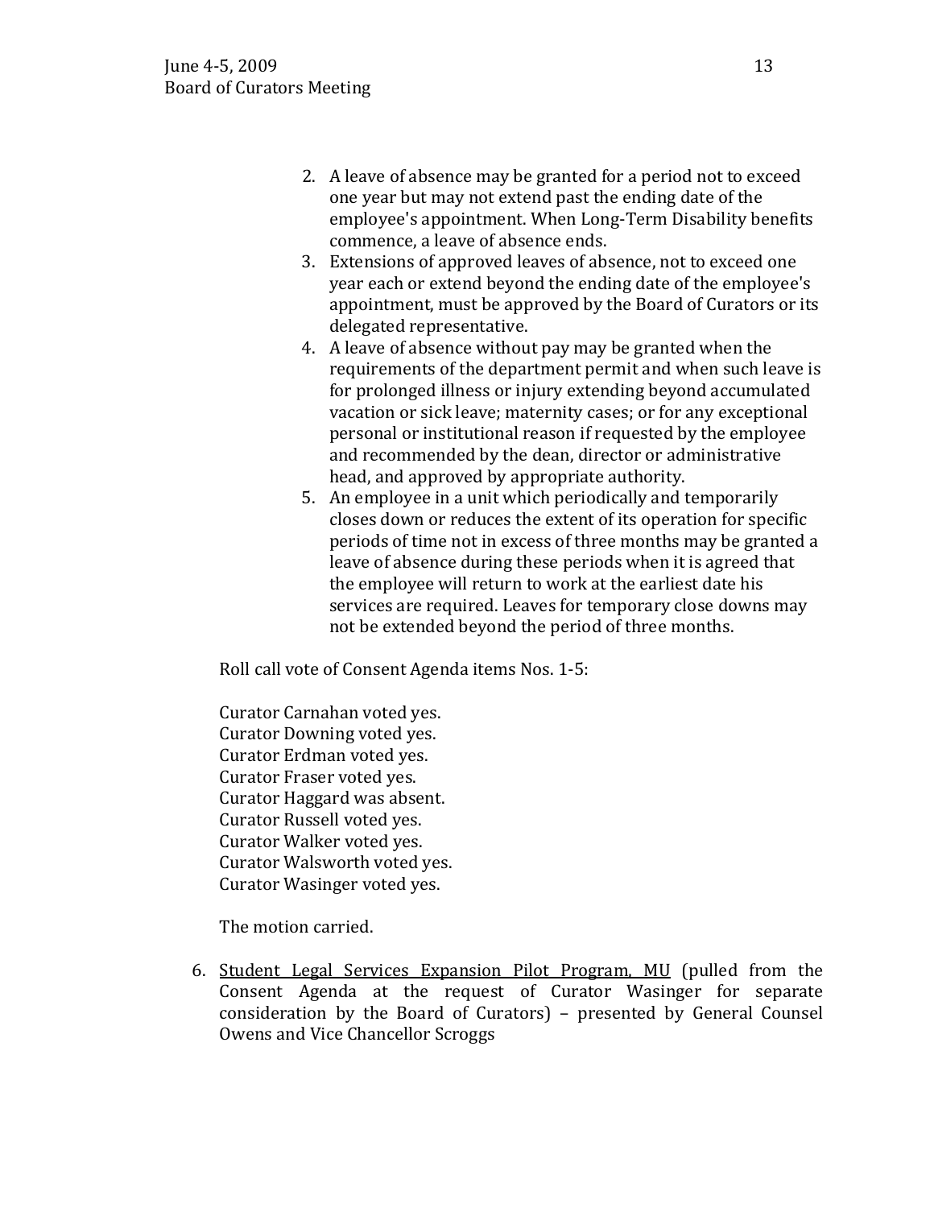2. A leave of absence may be granted for a period not to exceed one year but may not extend past the ending date of the employee's appointment. When Long-Term Disability benefits commence, a leave of absence ends.
3. Extensions of approved leaves of absence, not to exceed one year each or extend beyond the ending date of the employee's appointment, must be approved by the Board of Curators or its delegated representative.
4. A leave of absence without pay may be granted when the requirements of the department permit and when such leave is for prolonged illness or injury extending beyond accumulated vacation or sick leave; maternity cases; or for any exceptional personal or institutional reason if requested by the employee and recommended by the dean, director or administrative head, and approved by appropriate authority.
5. An employee in a unit which periodically and temporarily closes down or reduces the extent of its operation for specific periods of time not in excess of three months may be granted a leave of absence during these periods when it is agreed that the employee will return to work at the earliest date his services are required. Leaves for temporary close downs may not be extended beyond the period of three months.

Roll call vote of Consent Agenda items Nos. 1-5:

Curator Carnahan voted yes.
Curator Downing voted yes.
Curator Erdman voted yes.
Curator Fraser voted yes.
Curator Haggard was absent.
Curator Russell voted yes.
Curator Walker voted yes.
Curator Walsworth voted yes.
Curator Wasinger voted yes.

The motion carried.

6. Student Legal Services Expansion Pilot Program, MU (pulled from the Consent Agenda at the request of Curator Wasinger for separate consideration by the Board of Curators) – presented by General Counsel Owens and Vice Chancellor Scroggs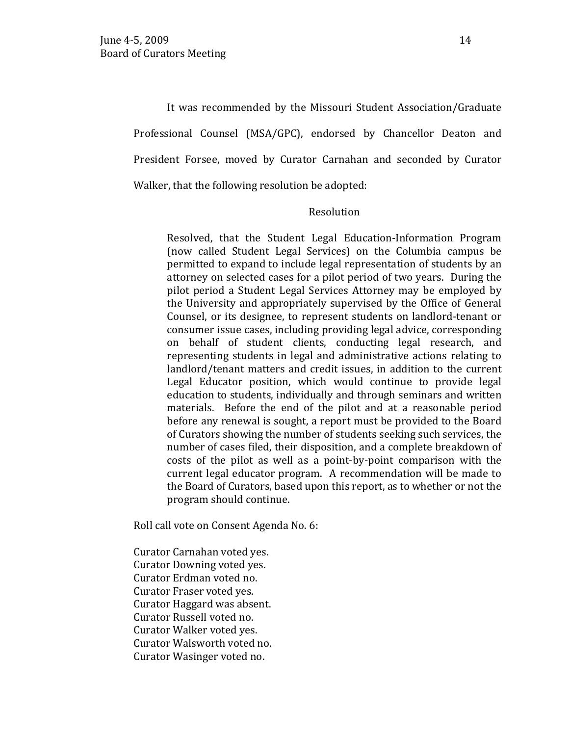It was recommended by the Missouri Student Association/Graduate Professional Counsel (MSA/GPC), endorsed by Chancellor Deaton and President Forsee, moved by Curator Carnahan and seconded by Curator Walker, that the following resolution be adopted:

Resolution

> Resolved, that the Student Legal Education-Information Program (now called Student Legal Services) on the Columbia campus be permitted to expand to include legal representation of students by an attorney on selected cases for a pilot period of two years. During the pilot period a Student Legal Services Attorney may be employed by the University and appropriately supervised by the Office of General Counsel, or its designee, to represent students on landlord-tenant or consumer issue cases, including providing legal advice, corresponding on behalf of student clients, conducting legal research, and representing students in legal and administrative actions relating to landlord/tenant matters and credit issues, in addition to the current Legal Educator position, which would continue to provide legal education to students, individually and through seminars and written materials. Before the end of the pilot and at a reasonable period before any renewal is sought, a report must be provided to the Board of Curators showing the number of students seeking such services, the number of cases filed, their disposition, and a complete breakdown of costs of the pilot as well as a point-by-point comparison with the current legal educator program. A recommendation will be made to the Board of Curators, based upon this report, as to whether or not the program should continue.

Roll call vote on Consent Agenda No. 6:

Curator Carnahan voted yes.
Curator Downing voted yes.
Curator Erdman voted no.
Curator Fraser voted yes.
Curator Haggard was absent.
Curator Russell voted no.
Curator Walker voted yes.
Curator Walsworth voted no.
Curator Wasinger voted no.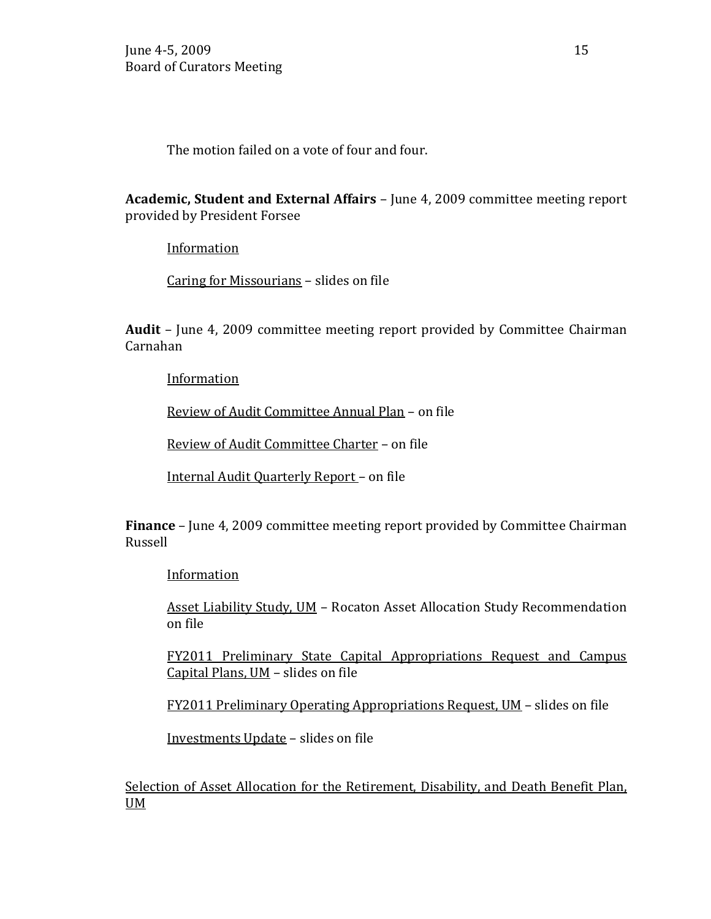The motion failed on a vote of four and four.

**Academic, Student and External Affairs** – June 4, 2009 committee meeting report provided by President Forsee

Information

Caring for Missourians – slides on file

**Audit** – June 4, 2009 committee meeting report provided by Committee Chairman Carnahan

Information

Review of Audit Committee Annual Plan – on file

Review of Audit Committee Charter – on file

Internal Audit Quarterly Report – on file

**Finance** – June 4, 2009 committee meeting report provided by Committee Chairman Russell

Information

Asset Liability Study, UM – Rocaton Asset Allocation Study Recommendation on file

FY2011 Preliminary State Capital Appropriations Request and Campus Capital Plans, UM – slides on file

FY2011 Preliminary Operating Appropriations Request, UM – slides on file

Investments Update – slides on file

Selection of Asset Allocation for the Retirement, Disability, and Death Benefit Plan, UM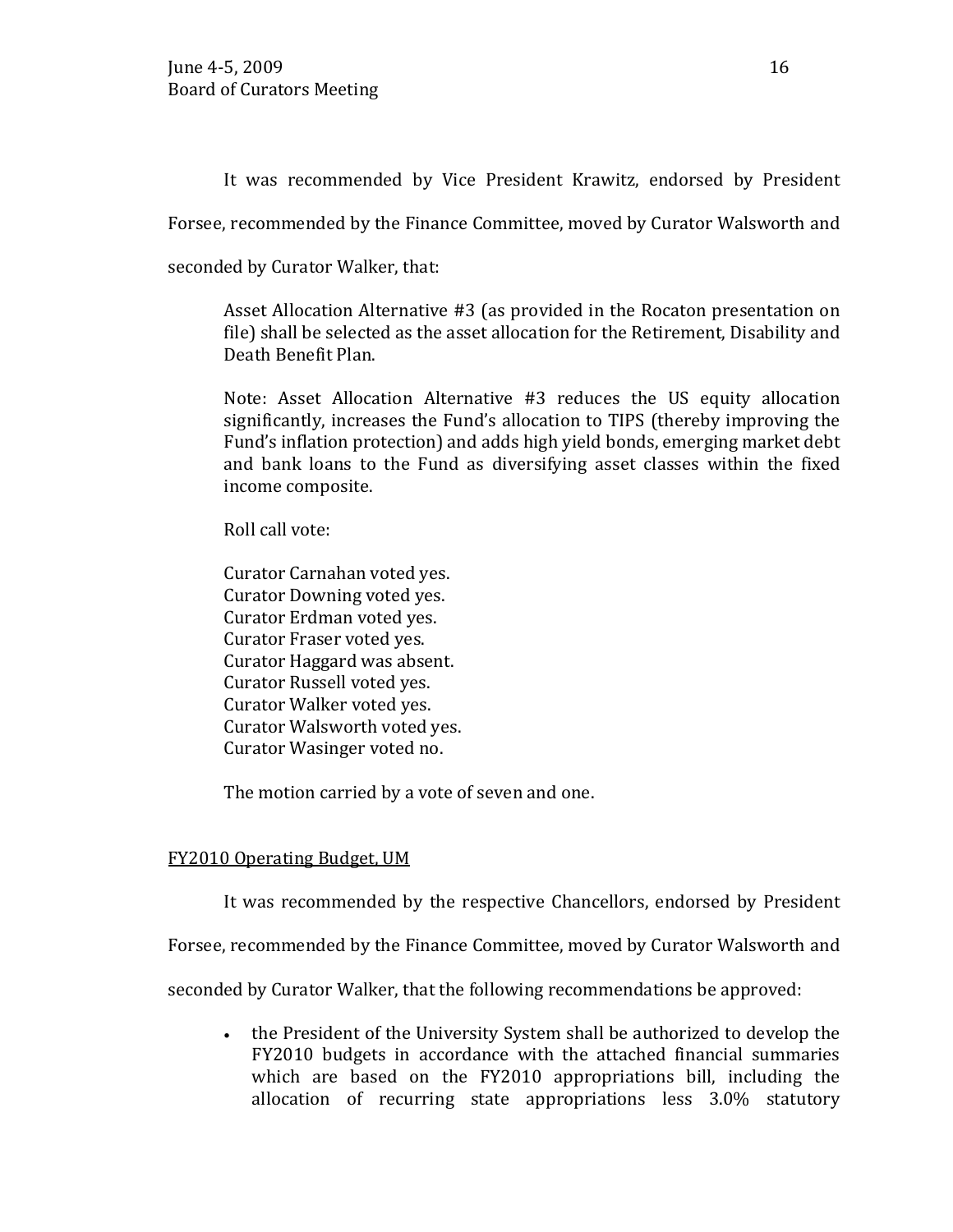It was recommended by Vice President Krawitz, endorsed by President Forsee, recommended by the Finance Committee, moved by Curator Walsworth and seconded by Curator Walker, that:

> Asset Allocation Alternative #3 (as provided in the Rocaton presentation on file) shall be selected as the asset allocation for the Retirement, Disability and Death Benefit Plan.
>
> Note: Asset Allocation Alternative #3 reduces the US equity allocation significantly, increases the Fund's allocation to TIPS (thereby improving the Fund's inflation protection) and adds high yield bonds, emerging market debt and bank loans to the Fund as diversifying asset classes within the fixed income composite.
>
> Roll call vote:
>
> Curator Carnahan voted yes.
> Curator Downing voted yes.
> Curator Erdman voted yes.
> Curator Fraser voted yes.
> Curator Haggard was absent.
> Curator Russell voted yes.
> Curator Walker voted yes.
> Curator Walsworth voted yes.
> Curator Wasinger voted no.
>
> The motion carried by a vote of seven and one.

<u>FY2010 Operating Budget, UM</u>

It was recommended by the respective Chancellors, endorsed by President Forsee, recommended by the Finance Committee, moved by Curator Walsworth and seconded by Curator Walker, that the following recommendations be approved:

- the President of the University System shall be authorized to develop the FY2010 budgets in accordance with the attached financial summaries which are based on the FY2010 appropriations bill, including the allocation of recurring state appropriations less 3.0% statutory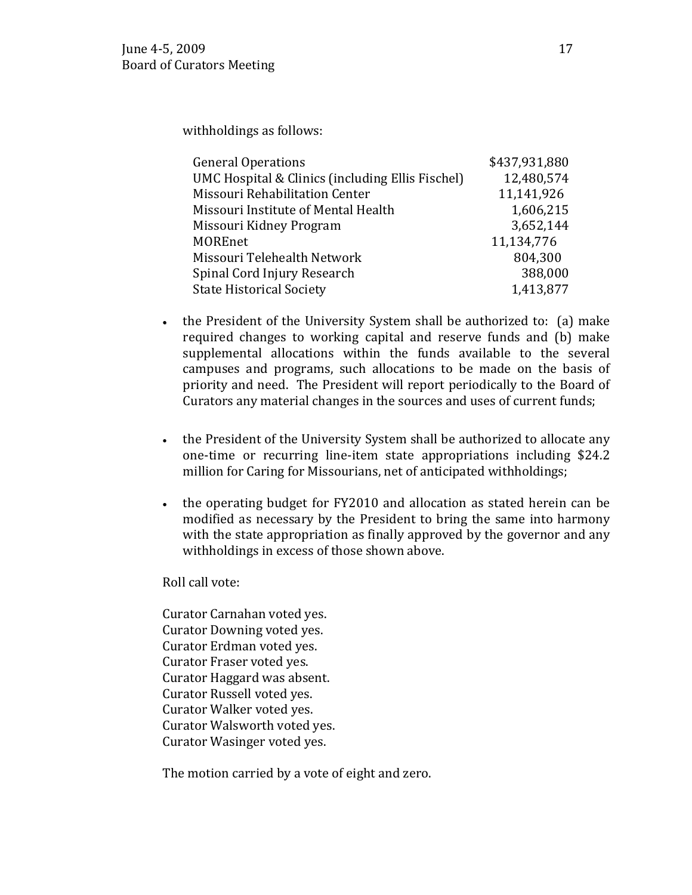withholdings as follows:

| | |
|---|---|
| General Operations | $437,931,880 |
| UMC Hospital & Clinics (including Ellis Fischel) | 12,480,574 |
| Missouri Rehabilitation Center | 11,141,926 |
| Missouri Institute of Mental Health | 1,606,215 |
| Missouri Kidney Program | 3,652,144 |
| MOREnet | 11,134,776 |
| Missouri Telehealth Network | 804,300 |
| Spinal Cord Injury Research | 388,000 |
| State Historical Society | 1,413,877 |

- the President of the University System shall be authorized to: (a) make required changes to working capital and reserve funds and (b) make supplemental allocations within the funds available to the several campuses and programs, such allocations to be made on the basis of priority and need. The President will report periodically to the Board of Curators any material changes in the sources and uses of current funds;

- the President of the University System shall be authorized to allocate any one-time or recurring line-item state appropriations including $24.2 million for Caring for Missourians, net of anticipated withholdings;

- the operating budget for FY2010 and allocation as stated herein can be modified as necessary by the President to bring the same into harmony with the state appropriation as finally approved by the governor and any withholdings in excess of those shown above.

Roll call vote:

Curator Carnahan voted yes.
Curator Downing voted yes.
Curator Erdman voted yes.
Curator Fraser voted yes.
Curator Haggard was absent.
Curator Russell voted yes.
Curator Walker voted yes.
Curator Walsworth voted yes.
Curator Wasinger voted yes.

The motion carried by a vote of eight and zero.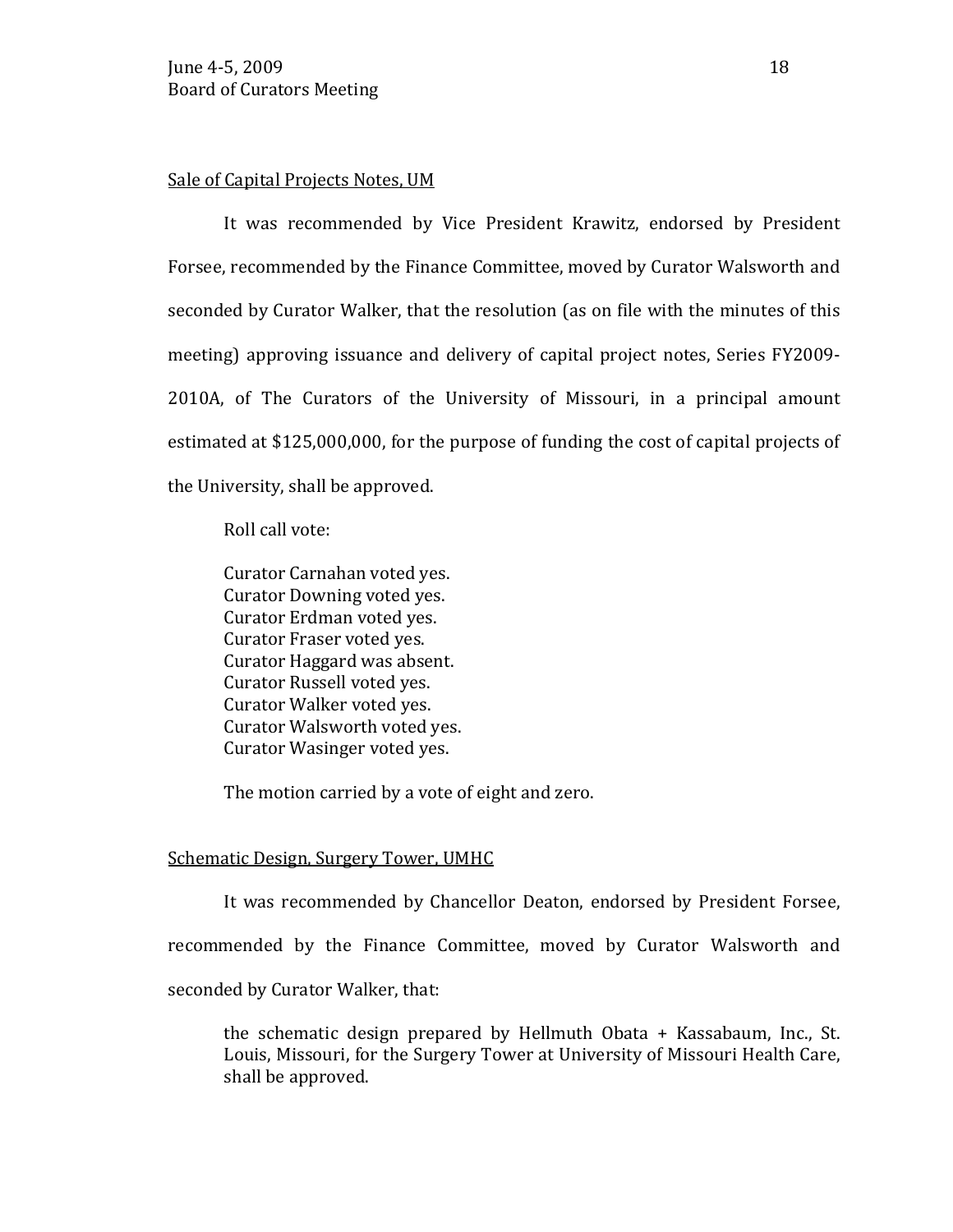Sale of Capital Projects Notes, UM

It was recommended by Vice President Krawitz, endorsed by President Forsee, recommended by the Finance Committee, moved by Curator Walsworth and seconded by Curator Walker, that the resolution (as on file with the minutes of this meeting) approving issuance and delivery of capital project notes, Series FY2009-2010A, of The Curators of the University of Missouri, in a principal amount estimated at $125,000,000, for the purpose of funding the cost of capital projects of the University, shall be approved.

Roll call vote:

Curator Carnahan voted yes.  
Curator Downing voted yes.  
Curator Erdman voted yes.  
Curator Fraser voted yes.  
Curator Haggard was absent.  
Curator Russell voted yes.  
Curator Walker voted yes.  
Curator Walsworth voted yes.  
Curator Wasinger voted yes.

The motion carried by a vote of eight and zero.

Schematic Design, Surgery Tower, UMHC

It was recommended by Chancellor Deaton, endorsed by President Forsee, recommended by the Finance Committee, moved by Curator Walsworth and seconded by Curator Walker, that:

> the schematic design prepared by Hellmuth Obata + Kassabaum, Inc., St. Louis, Missouri, for the Surgery Tower at University of Missouri Health Care, shall be approved.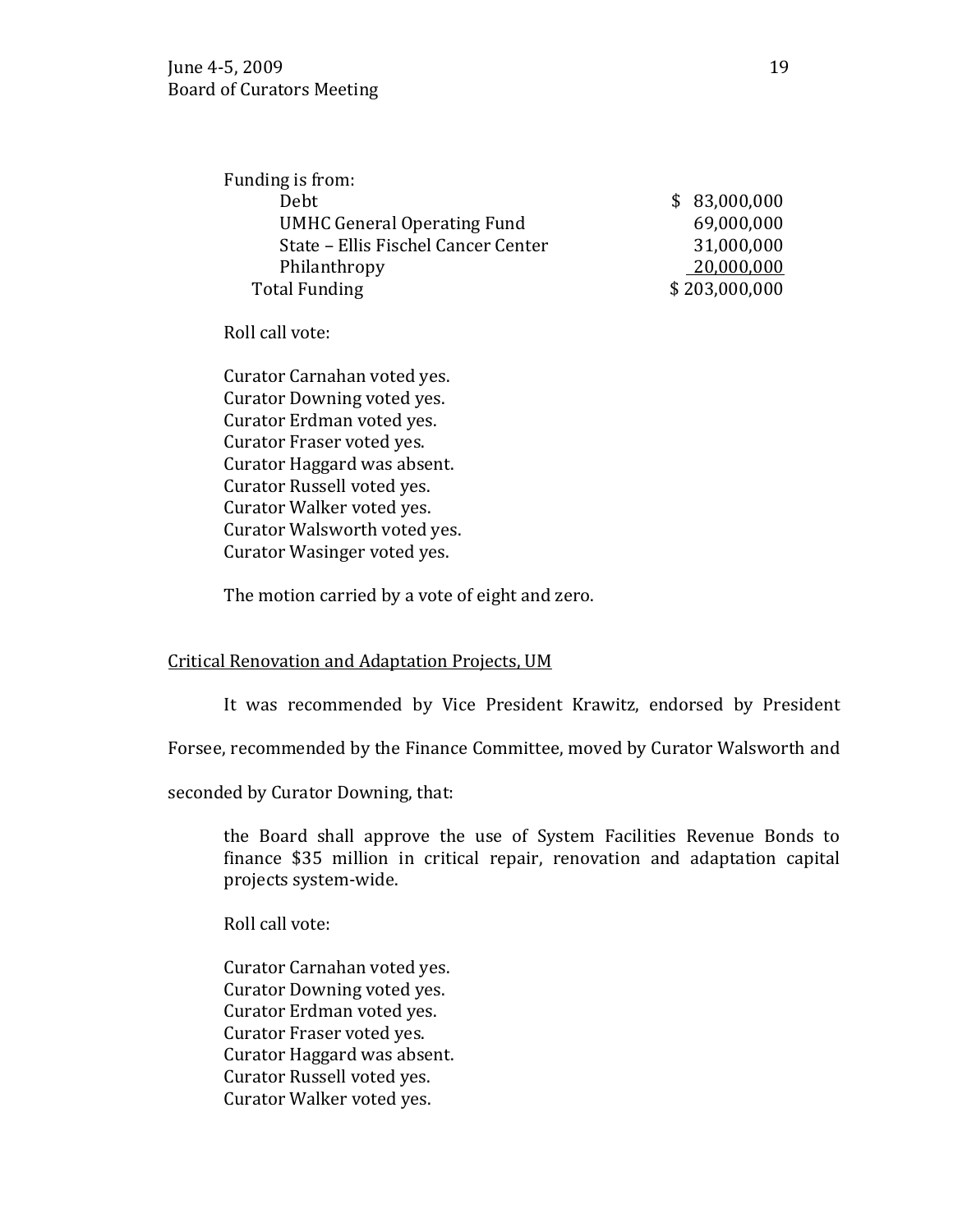Funding is from:

| | |
|---|---|
| Debt | $ 83,000,000 |
| UMHC General Operating Fund | 69,000,000 |
| State – Ellis Fischel Cancer Center | 31,000,000 |
| Philanthropy | 20,000,000 |
| Total Funding | $ 203,000,000 |

Roll call vote:

Curator Carnahan voted yes.
Curator Downing voted yes.
Curator Erdman voted yes.
Curator Fraser voted yes.
Curator Haggard was absent.
Curator Russell voted yes.
Curator Walker voted yes.
Curator Walsworth voted yes.
Curator Wasinger voted yes.

The motion carried by a vote of eight and zero.

Critical Renovation and Adaptation Projects, UM

It was recommended by Vice President Krawitz, endorsed by President Forsee, recommended by the Finance Committee, moved by Curator Walsworth and seconded by Curator Downing, that:

> the Board shall approve the use of System Facilities Revenue Bonds to finance $35 million in critical repair, renovation and adaptation capital projects system-wide.

Roll call vote:

Curator Carnahan voted yes.
Curator Downing voted yes.
Curator Erdman voted yes.
Curator Fraser voted yes.
Curator Haggard was absent.
Curator Russell voted yes.
Curator Walker voted yes.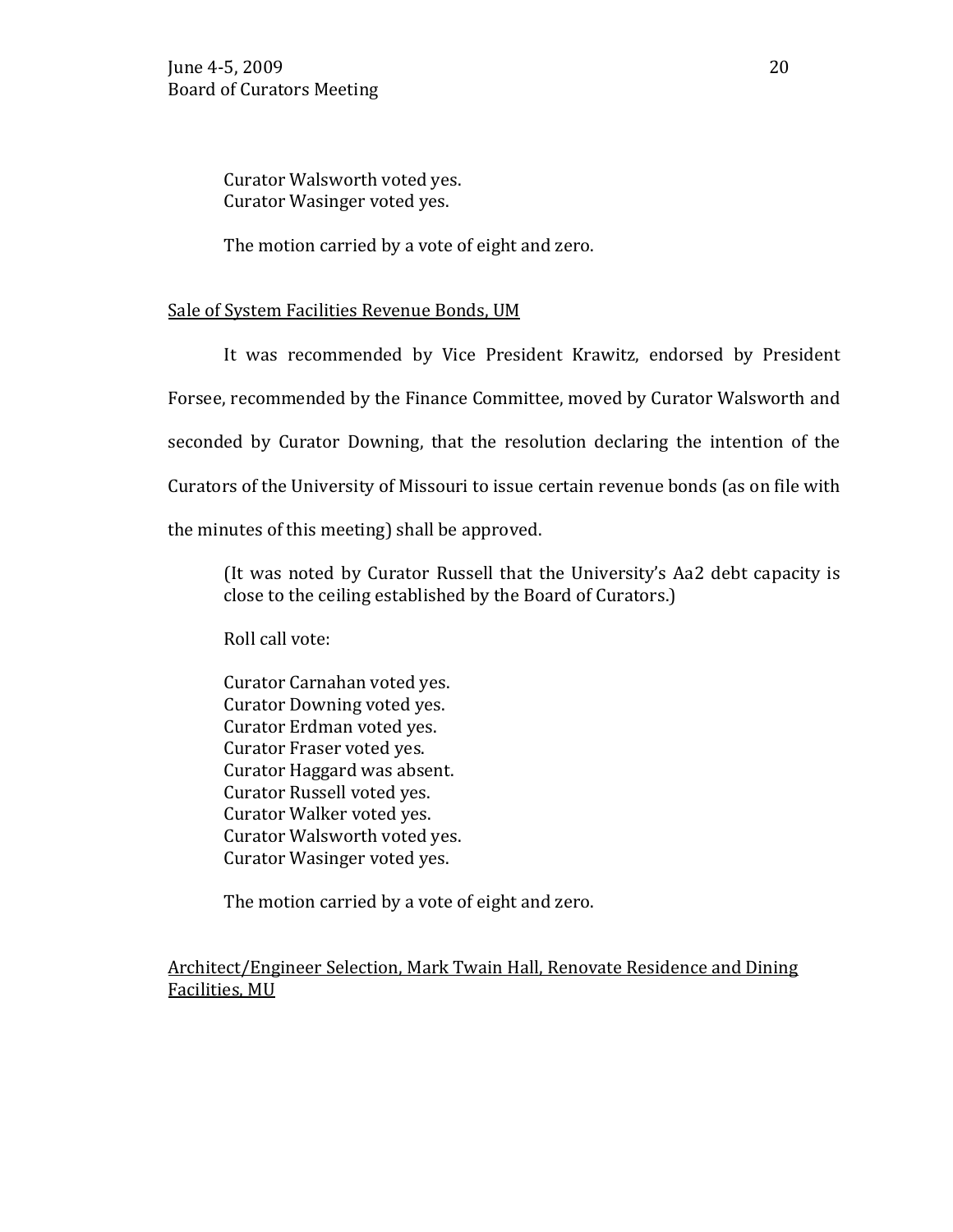Curator Walsworth voted yes.
Curator Wasinger voted yes.

The motion carried by a vote of eight and zero.

<u>Sale of System Facilities Revenue Bonds, UM</u>

It was recommended by Vice President Krawitz, endorsed by President Forsee, recommended by the Finance Committee, moved by Curator Walsworth and seconded by Curator Downing, that the resolution declaring the intention of the Curators of the University of Missouri to issue certain revenue bonds (as on file with the minutes of this meeting) shall be approved.

(It was noted by Curator Russell that the University's Aa2 debt capacity is close to the ceiling established by the Board of Curators.)

Roll call vote:

Curator Carnahan voted yes.
Curator Downing voted yes.
Curator Erdman voted yes.
Curator Fraser voted yes.
Curator Haggard was absent.
Curator Russell voted yes.
Curator Walker voted yes.
Curator Walsworth voted yes.
Curator Wasinger voted yes.

The motion carried by a vote of eight and zero.

<u>Architect/Engineer Selection, Mark Twain Hall, Renovate Residence and Dining Facilities, MU</u>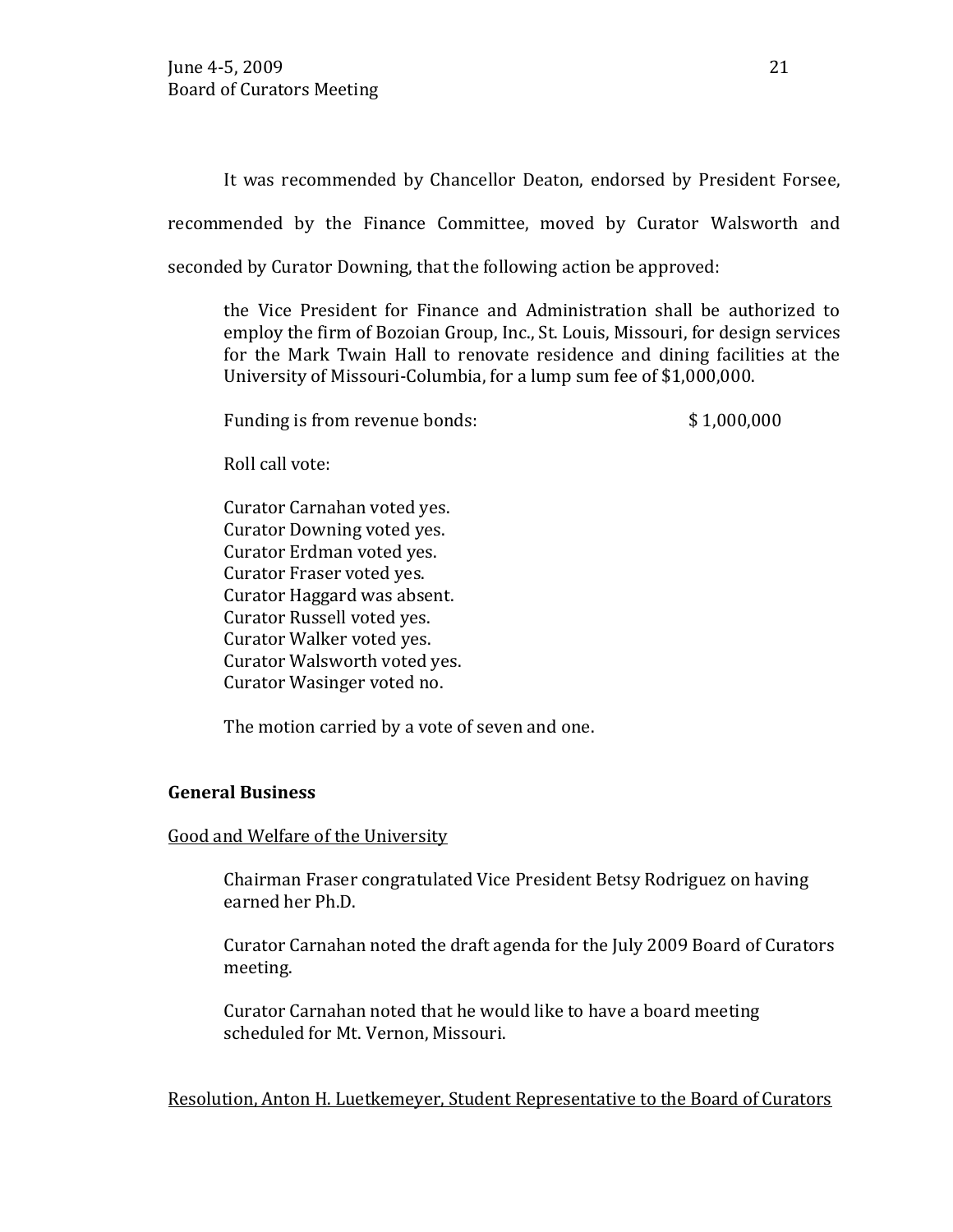It was recommended by Chancellor Deaton, endorsed by President Forsee, recommended by the Finance Committee, moved by Curator Walsworth and seconded by Curator Downing, that the following action be approved:

> the Vice President for Finance and Administration shall be authorized to employ the firm of Bozoian Group, Inc., St. Louis, Missouri, for design services for the Mark Twain Hall to renovate residence and dining facilities at the University of Missouri-Columbia, for a lump sum fee of $1,000,000.
>
> Funding is from revenue bonds: $ 1,000,000
>
> Roll call vote:
>
> Curator Carnahan voted yes.  
> Curator Downing voted yes.  
> Curator Erdman voted yes.  
> Curator Fraser voted yes.  
> Curator Haggard was absent.  
> Curator Russell voted yes.  
> Curator Walker voted yes.  
> Curator Walsworth voted yes.  
> Curator Wasinger voted no.
>
> The motion carried by a vote of seven and one.

**General Business**

Good and Welfare of the University

> Chairman Fraser congratulated Vice President Betsy Rodriguez on having earned her Ph.D.
>
> Curator Carnahan noted the draft agenda for the July 2009 Board of Curators meeting.
>
> Curator Carnahan noted that he would like to have a board meeting scheduled for Mt. Vernon, Missouri.

Resolution, Anton H. Luetkemeyer, Student Representative to the Board of Curators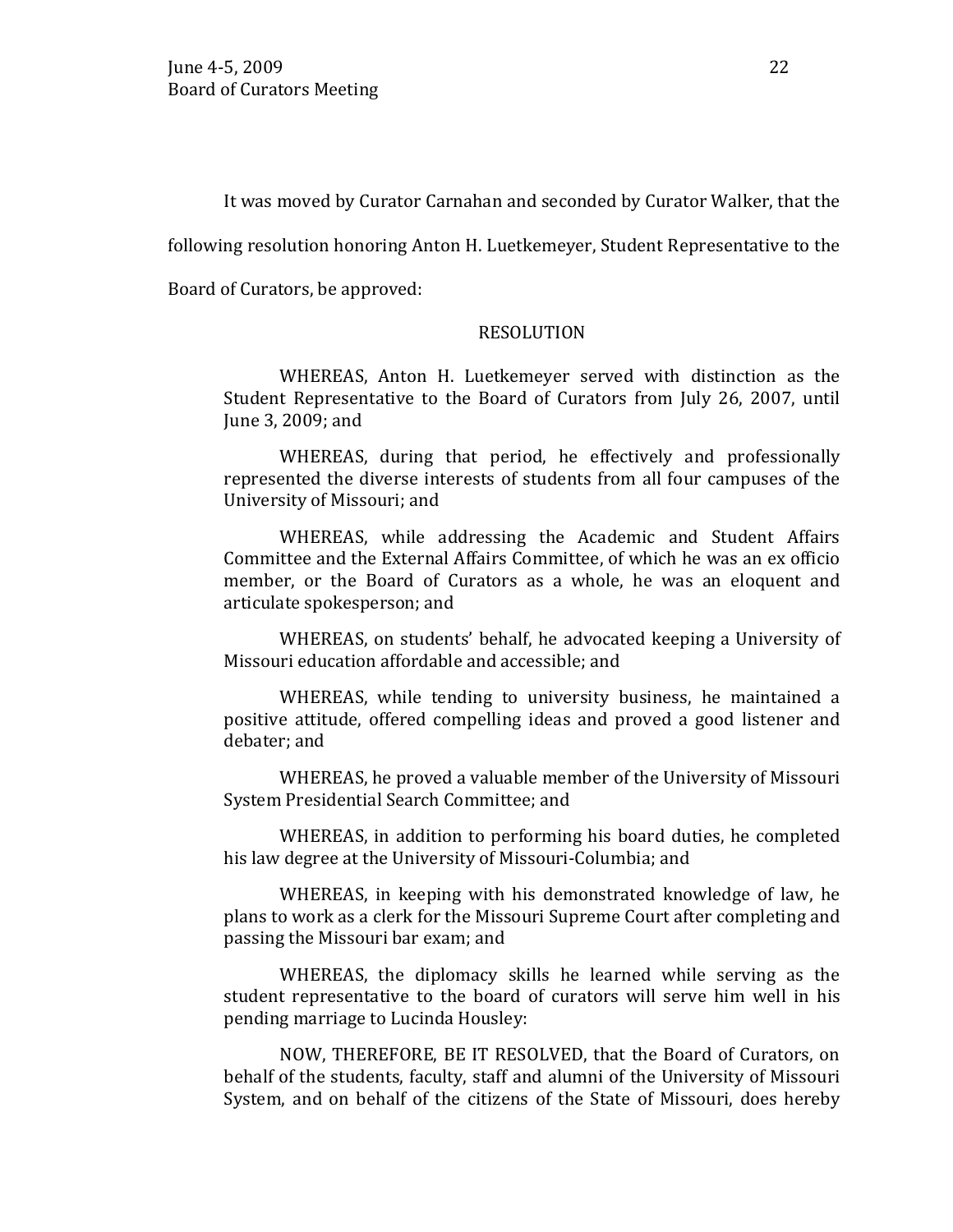It was moved by Curator Carnahan and seconded by Curator Walker, that the following resolution honoring Anton H. Luetkemeyer, Student Representative to the Board of Curators, be approved:

RESOLUTION

WHEREAS, Anton H. Luetkemeyer served with distinction as the Student Representative to the Board of Curators from July 26, 2007, until June 3, 2009; and

WHEREAS, during that period, he effectively and professionally represented the diverse interests of students from all four campuses of the University of Missouri; and

WHEREAS, while addressing the Academic and Student Affairs Committee and the External Affairs Committee, of which he was an ex officio member, or the Board of Curators as a whole, he was an eloquent and articulate spokesperson; and

WHEREAS, on students' behalf, he advocated keeping a University of Missouri education affordable and accessible; and

WHEREAS, while tending to university business, he maintained a positive attitude, offered compelling ideas and proved a good listener and debater; and

WHEREAS, he proved a valuable member of the University of Missouri System Presidential Search Committee; and

WHEREAS, in addition to performing his board duties, he completed his law degree at the University of Missouri-Columbia; and

WHEREAS, in keeping with his demonstrated knowledge of law, he plans to work as a clerk for the Missouri Supreme Court after completing and passing the Missouri bar exam; and

WHEREAS, the diplomacy skills he learned while serving as the student representative to the board of curators will serve him well in his pending marriage to Lucinda Housley:

NOW, THEREFORE, BE IT RESOLVED, that the Board of Curators, on behalf of the students, faculty, staff and alumni of the University of Missouri System, and on behalf of the citizens of the State of Missouri, does hereby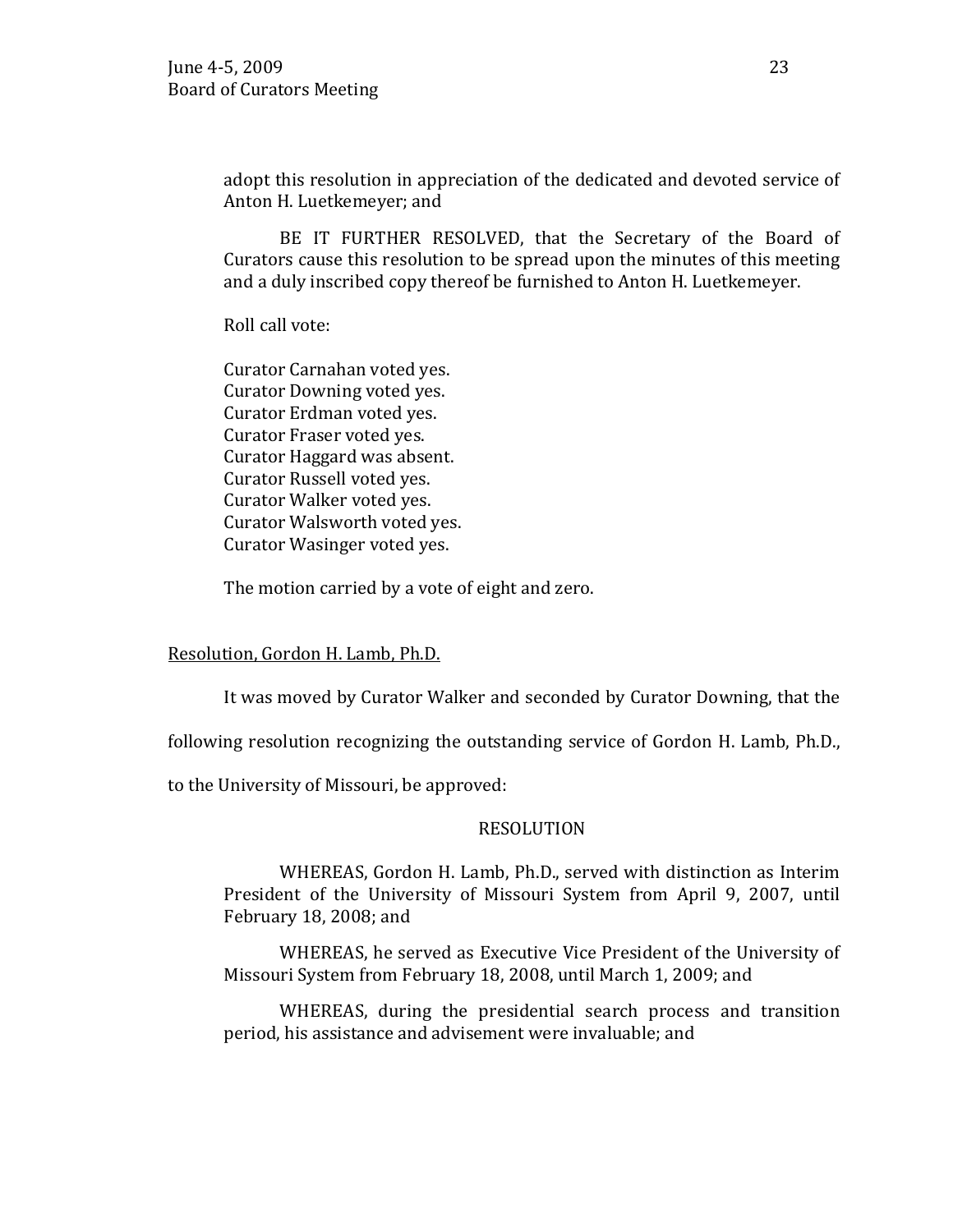adopt this resolution in appreciation of the dedicated and devoted service of Anton H. Luetkemeyer; and

BE IT FURTHER RESOLVED, that the Secretary of the Board of Curators cause this resolution to be spread upon the minutes of this meeting and a duly inscribed copy thereof be furnished to Anton H. Luetkemeyer.

Roll call vote:

Curator Carnahan voted yes.
Curator Downing voted yes.
Curator Erdman voted yes.
Curator Fraser voted yes.
Curator Haggard was absent.
Curator Russell voted yes.
Curator Walker voted yes.
Curator Walsworth voted yes.
Curator Wasinger voted yes.

The motion carried by a vote of eight and zero.

<u>Resolution, Gordon H. Lamb, Ph.D.</u>

It was moved by Curator Walker and seconded by Curator Downing, that the following resolution recognizing the outstanding service of Gordon H. Lamb, Ph.D., to the University of Missouri, be approved:

RESOLUTION

WHEREAS, Gordon H. Lamb, Ph.D., served with distinction as Interim President of the University of Missouri System from April 9, 2007, until February 18, 2008; and

WHEREAS, he served as Executive Vice President of the University of Missouri System from February 18, 2008, until March 1, 2009; and

WHEREAS, during the presidential search process and transition period, his assistance and advisement were invaluable; and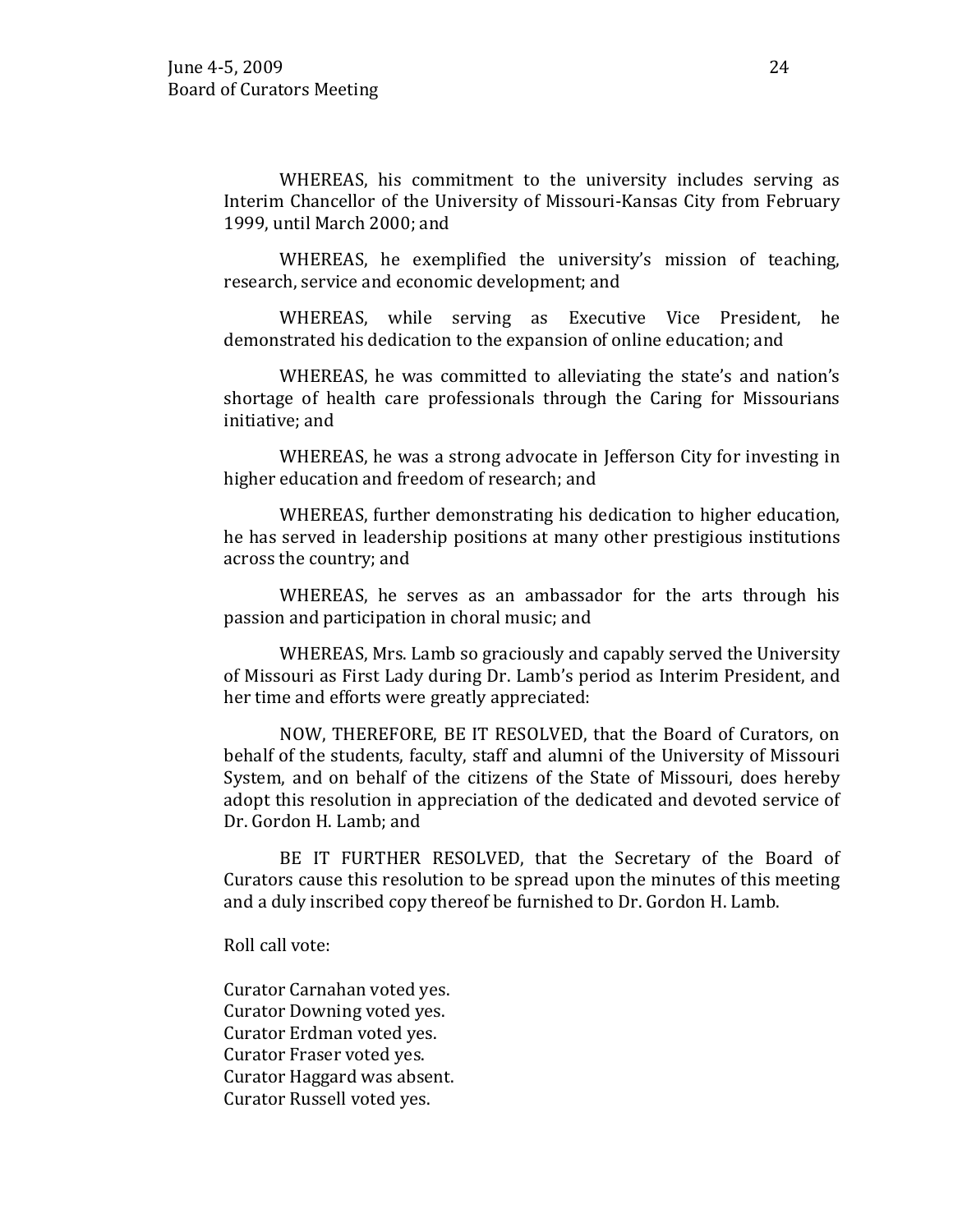WHEREAS, his commitment to the university includes serving as Interim Chancellor of the University of Missouri-Kansas City from February 1999, until March 2000; and

WHEREAS, he exemplified the university's mission of teaching, research, service and economic development; and

WHEREAS, while serving as Executive Vice President, he demonstrated his dedication to the expansion of online education; and

WHEREAS, he was committed to alleviating the state's and nation's shortage of health care professionals through the Caring for Missourians initiative; and

WHEREAS, he was a strong advocate in Jefferson City for investing in higher education and freedom of research; and

WHEREAS, further demonstrating his dedication to higher education, he has served in leadership positions at many other prestigious institutions across the country; and

WHEREAS, he serves as an ambassador for the arts through his passion and participation in choral music; and

WHEREAS, Mrs. Lamb so graciously and capably served the University of Missouri as First Lady during Dr. Lamb's period as Interim President, and her time and efforts were greatly appreciated:

NOW, THEREFORE, BE IT RESOLVED, that the Board of Curators, on behalf of the students, faculty, staff and alumni of the University of Missouri System, and on behalf of the citizens of the State of Missouri, does hereby adopt this resolution in appreciation of the dedicated and devoted service of Dr. Gordon H. Lamb; and

BE IT FURTHER RESOLVED, that the Secretary of the Board of Curators cause this resolution to be spread upon the minutes of this meeting and a duly inscribed copy thereof be furnished to Dr. Gordon H. Lamb.

Roll call vote:

Curator Carnahan voted yes.
Curator Downing voted yes.
Curator Erdman voted yes.
Curator Fraser voted yes.
Curator Haggard was absent.
Curator Russell voted yes.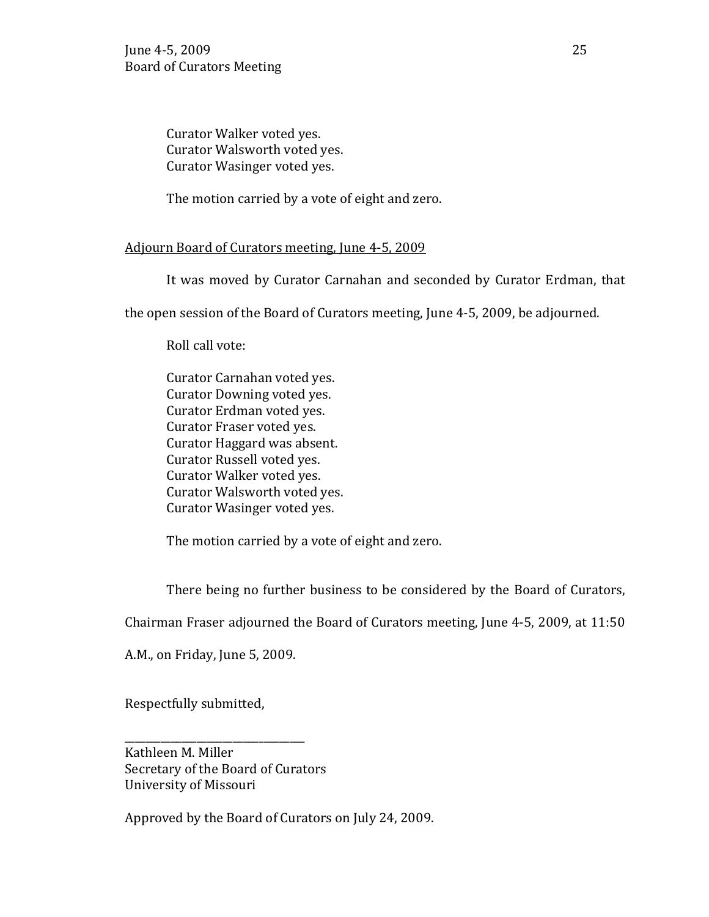Curator Walker voted yes.
Curator Walsworth voted yes.
Curator Wasinger voted yes.

The motion carried by a vote of eight and zero.

Adjourn Board of Curators meeting, June 4-5, 2009

It was moved by Curator Carnahan and seconded by Curator Erdman, that the open session of the Board of Curators meeting, June 4-5, 2009, be adjourned.

Roll call vote:

Curator Carnahan voted yes.
Curator Downing voted yes.
Curator Erdman voted yes.
Curator Fraser voted yes.
Curator Haggard was absent.
Curator Russell voted yes.
Curator Walker voted yes.
Curator Walsworth voted yes.
Curator Wasinger voted yes.

The motion carried by a vote of eight and zero.

There being no further business to be considered by the Board of Curators, Chairman Fraser adjourned the Board of Curators meeting, June 4-5, 2009, at 11:50 A.M., on Friday, June 5, 2009.

Respectfully submitted,

\_\_\_\_\_\_\_\_\_\_\_\_\_\_\_\_\_\_\_\_\_\_\_\_\_\_\_\_\_\_
Kathleen M. Miller
Secretary of the Board of Curators
University of Missouri

Approved by the Board of Curators on July 24, 2009.